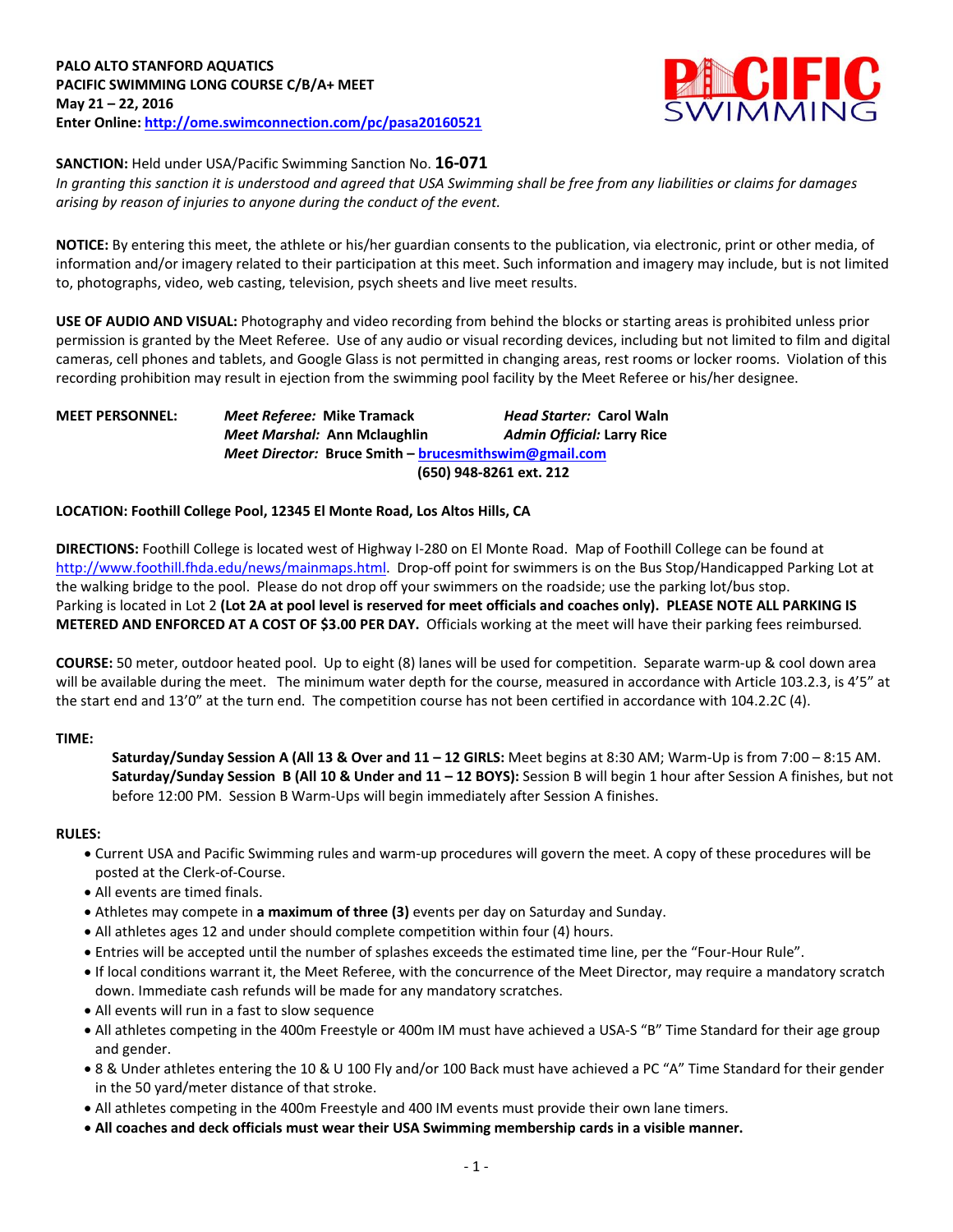**PALO ALTO STANFORD AQUATICS**
**PACIFIC SWIMMING LONG COURSE C/B/A+ MEET**
**May 21 – 22, 2016**
**Enter Online: http://ome.swimconnection.com/pc/pasa20160521**

**SANCTION:** Held under USA/Pacific Swimming Sanction No. **16-071**
*In granting this sanction it is understood and agreed that USA Swimming shall be free from any liabilities or claims for damages arising by reason of injuries to anyone during the conduct of the event.*

**NOTICE:** By entering this meet, the athlete or his/her guardian consents to the publication, via electronic, print or other media, of information and/or imagery related to their participation at this meet. Such information and imagery may include, but is not limited to, photographs, video, web casting, television, psych sheets and live meet results.

**USE OF AUDIO AND VISUAL:** Photography and video recording from behind the blocks or starting areas is prohibited unless prior permission is granted by the Meet Referee. Use of any audio or visual recording devices, including but not limited to film and digital cameras, cell phones and tablets, and Google Glass is not permitted in changing areas, rest rooms or locker rooms. Violation of this recording prohibition may result in ejection from the swimming pool facility by the Meet Referee or his/her designee.

**MEET PERSONNEL:**
***Meet Referee:*** **Mike Tramack** ***Head Starter:*** **Carol Waln**
***Meet Marshal:*** **Ann Mclaughlin** ***Admin Official:*** **Larry Rice**
***Meet Director:*** **Bruce Smith – brucesmithswim@gmail.com**
**(650) 948-8261 ext. 212**

**LOCATION: Foothill College Pool, 12345 El Monte Road, Los Altos Hills, CA**

**DIRECTIONS:** Foothill College is located west of Highway I-280 on El Monte Road. Map of Foothill College can be found at http://www.foothill.fhda.edu/news/mainmaps.html. Drop-off point for swimmers is on the Bus Stop/Handicapped Parking Lot at the walking bridge to the pool. Please do not drop off your swimmers on the roadside; use the parking lot/bus stop. Parking is located in Lot 2 **(Lot 2A at pool level is reserved for meet officials and coaches only). PLEASE NOTE ALL PARKING IS METERED AND ENFORCED AT A COST OF $3.00 PER DAY.** Officials working at the meet will have their parking fees reimbursed.

**COURSE:** 50 meter, outdoor heated pool. Up to eight (8) lanes will be used for competition. Separate warm-up & cool down area will be available during the meet. The minimum water depth for the course, measured in accordance with Article 103.2.3, is 4'5" at the start end and 13'0" at the turn end. The competition course has not been certified in accordance with 104.2.2C (4).

**TIME:**

**Saturday/Sunday Session A (All 13 & Over and 11 – 12 GIRLS:** Meet begins at 8:30 AM; Warm-Up is from 7:00 – 8:15 AM.
**Saturday/Sunday Session B (All 10 & Under and 11 – 12 BOYS):** Session B will begin 1 hour after Session A finishes, but not before 12:00 PM. Session B Warm-Ups will begin immediately after Session A finishes.

**RULES:**

- Current USA and Pacific Swimming rules and warm-up procedures will govern the meet. A copy of these procedures will be posted at the Clerk-of-Course.
- All events are timed finals.
- Athletes may compete in **a maximum of three (3)** events per day on Saturday and Sunday.
- All athletes ages 12 and under should complete competition within four (4) hours.
- Entries will be accepted until the number of splashes exceeds the estimated time line, per the "Four-Hour Rule".
- If local conditions warrant it, the Meet Referee, with the concurrence of the Meet Director, may require a mandatory scratch down. Immediate cash refunds will be made for any mandatory scratches.
- All events will run in a fast to slow sequence
- All athletes competing in the 400m Freestyle or 400m IM must have achieved a USA-S "B" Time Standard for their age group and gender.
- 8 & Under athletes entering the 10 & U 100 Fly and/or 100 Back must have achieved a PC "A" Time Standard for their gender in the 50 yard/meter distance of that stroke.
- All athletes competing in the 400m Freestyle and 400 IM events must provide their own lane timers.
- **All coaches and deck officials must wear their USA Swimming membership cards in a visible manner.**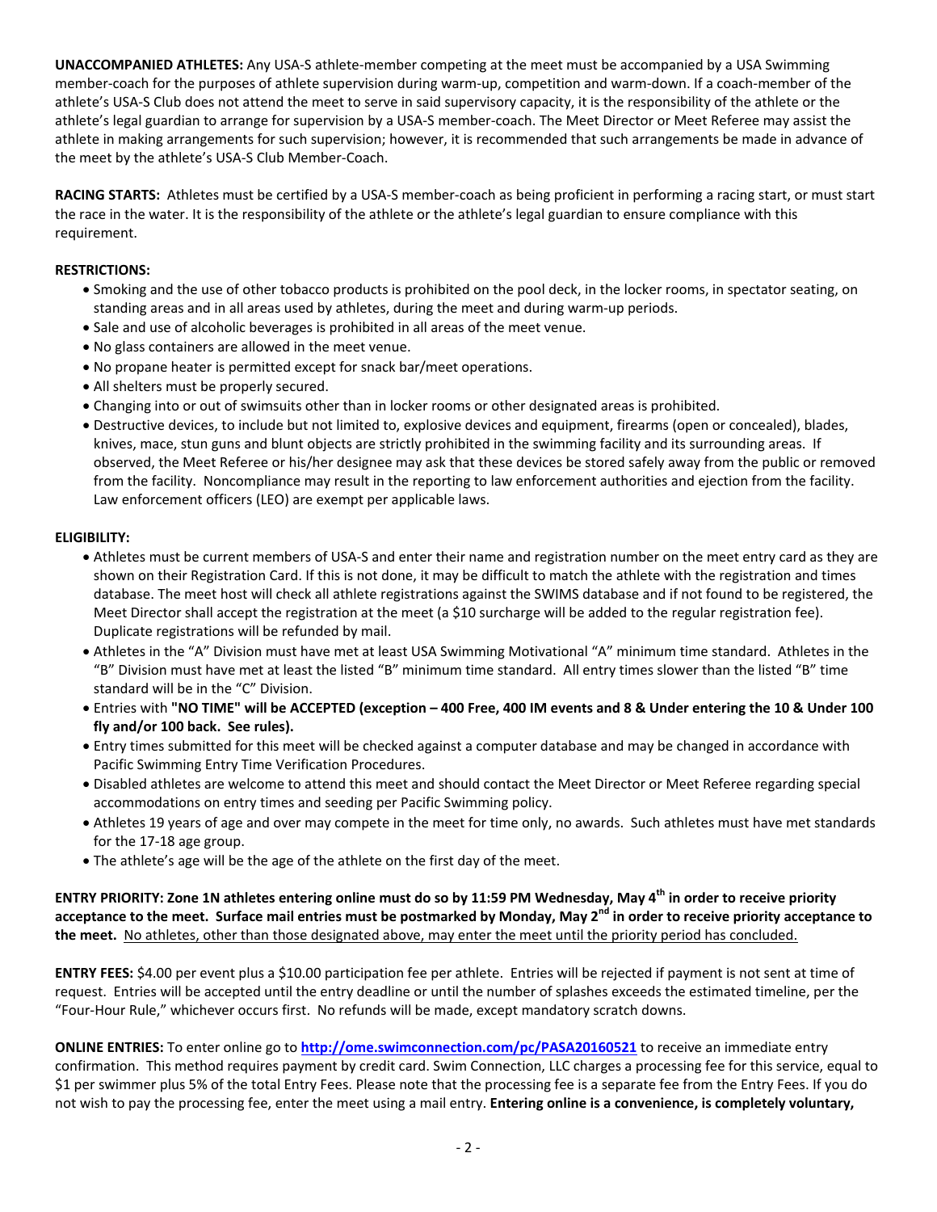**UNACCOMPANIED ATHLETES:** Any USA-S athlete-member competing at the meet must be accompanied by a USA Swimming member-coach for the purposes of athlete supervision during warm-up, competition and warm-down. If a coach-member of the athlete's USA-S Club does not attend the meet to serve in said supervisory capacity, it is the responsibility of the athlete or the athlete's legal guardian to arrange for supervision by a USA-S member-coach. The Meet Director or Meet Referee may assist the athlete in making arrangements for such supervision; however, it is recommended that such arrangements be made in advance of the meet by the athlete's USA-S Club Member-Coach.

**RACING STARTS:** Athletes must be certified by a USA-S member-coach as being proficient in performing a racing start, or must start the race in the water. It is the responsibility of the athlete or the athlete's legal guardian to ensure compliance with this requirement.

**RESTRICTIONS:**

- Smoking and the use of other tobacco products is prohibited on the pool deck, in the locker rooms, in spectator seating, on standing areas and in all areas used by athletes, during the meet and during warm-up periods.
- Sale and use of alcoholic beverages is prohibited in all areas of the meet venue.
- No glass containers are allowed in the meet venue.
- No propane heater is permitted except for snack bar/meet operations.
- All shelters must be properly secured.
- Changing into or out of swimsuits other than in locker rooms or other designated areas is prohibited.
- Destructive devices, to include but not limited to, explosive devices and equipment, firearms (open or concealed), blades, knives, mace, stun guns and blunt objects are strictly prohibited in the swimming facility and its surrounding areas. If observed, the Meet Referee or his/her designee may ask that these devices be stored safely away from the public or removed from the facility. Noncompliance may result in the reporting to law enforcement authorities and ejection from the facility. Law enforcement officers (LEO) are exempt per applicable laws.

**ELIGIBILITY:**

- Athletes must be current members of USA-S and enter their name and registration number on the meet entry card as they are shown on their Registration Card. If this is not done, it may be difficult to match the athlete with the registration and times database. The meet host will check all athlete registrations against the SWIMS database and if not found to be registered, the Meet Director shall accept the registration at the meet (a $10 surcharge will be added to the regular registration fee). Duplicate registrations will be refunded by mail.
- Athletes in the "A" Division must have met at least USA Swimming Motivational "A" minimum time standard. Athletes in the "B" Division must have met at least the listed "B" minimum time standard. All entry times slower than the listed "B" time standard will be in the "C" Division.
- Entries with **"NO TIME" will be ACCEPTED (exception – 400 Free, 400 IM events and 8 & Under entering the 10 & Under 100 fly and/or 100 back. See rules).**
- Entry times submitted for this meet will be checked against a computer database and may be changed in accordance with Pacific Swimming Entry Time Verification Procedures.
- Disabled athletes are welcome to attend this meet and should contact the Meet Director or Meet Referee regarding special accommodations on entry times and seeding per Pacific Swimming policy.
- Athletes 19 years of age and over may compete in the meet for time only, no awards. Such athletes must have met standards for the 17-18 age group.
- The athlete's age will be the age of the athlete on the first day of the meet.

**ENTRY PRIORITY: Zone 1N athletes entering online must do so by 11:59 PM Wednesday, May 4th in order to receive priority acceptance to the meet. Surface mail entries must be postmarked by Monday, May 2nd in order to receive priority acceptance to the meet.** No athletes, other than those designated above, may enter the meet until the priority period has concluded.

**ENTRY FEES:** $4.00 per event plus a $10.00 participation fee per athlete. Entries will be rejected if payment is not sent at time of request. Entries will be accepted until the entry deadline or until the number of splashes exceeds the estimated timeline, per the "Four-Hour Rule," whichever occurs first. No refunds will be made, except mandatory scratch downs.

**ONLINE ENTRIES:** To enter online go to **http://ome.swimconnection.com/pc/PASA20160521** to receive an immediate entry confirmation. This method requires payment by credit card. Swim Connection, LLC charges a processing fee for this service, equal to $1 per swimmer plus 5% of the total Entry Fees. Please note that the processing fee is a separate fee from the Entry Fees. If you do not wish to pay the processing fee, enter the meet using a mail entry. **Entering online is a convenience, is completely voluntary,**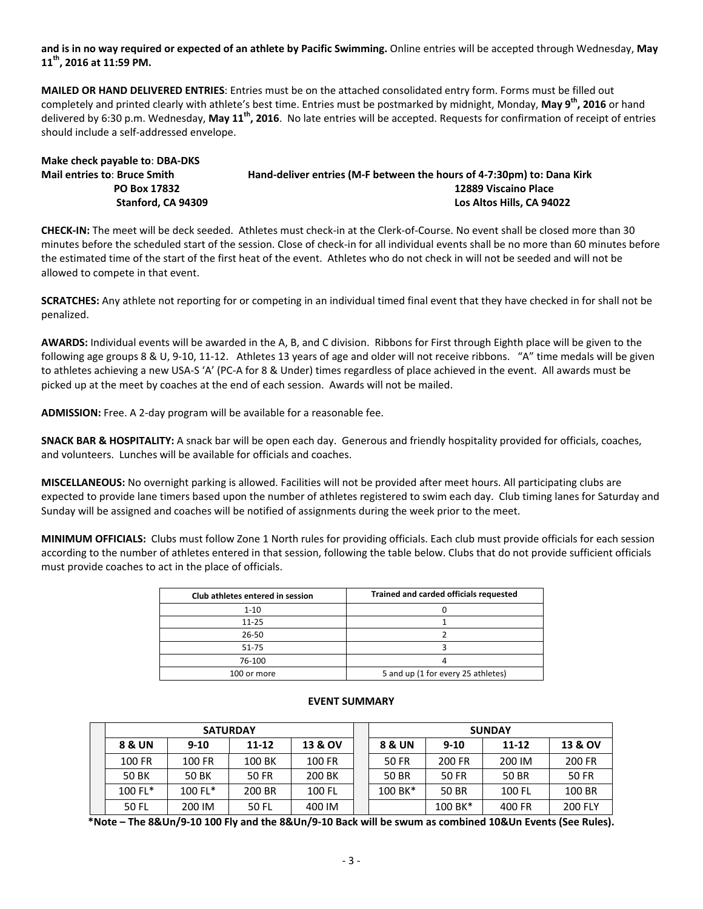**and is in no way required or expected of an athlete by Pacific Swimming.** Online entries will be accepted through Wednesday, **May 11th, 2016 at 11:59 PM.**

**MAILED OR HAND DELIVERED ENTRIES**: Entries must be on the attached consolidated entry form. Forms must be filled out completely and printed clearly with athlete's best time. Entries must be postmarked by midnight, Monday, **May 9th, 2016** or hand delivered by 6:30 p.m. Wednesday, **May 11th, 2016**. No late entries will be accepted. Requests for confirmation of receipt of entries should include a self-addressed envelope.

**Make check payable to**: **DBA-DKS**

**Mail entries to**: **Bruce Smith**
**PO Box 17832**
**Stanford, CA 94309**

**Hand-deliver entries (M-F between the hours of 4-7:30pm) to: Dana Kirk**
**12889 Viscaino Place**
**Los Altos Hills, CA 94022**

**CHECK-IN:** The meet will be deck seeded. Athletes must check-in at the Clerk-of-Course. No event shall be closed more than 30 minutes before the scheduled start of the session. Close of check-in for all individual events shall be no more than 60 minutes before the estimated time of the start of the first heat of the event. Athletes who do not check in will not be seeded and will not be allowed to compete in that event.

**SCRATCHES:** Any athlete not reporting for or competing in an individual timed final event that they have checked in for shall not be penalized.

**AWARDS:** Individual events will be awarded in the A, B, and C division. Ribbons for First through Eighth place will be given to the following age groups 8 & U, 9-10, 11-12. Athletes 13 years of age and older will not receive ribbons. "A" time medals will be given to athletes achieving a new USA-S 'A' (PC-A for 8 & Under) times regardless of place achieved in the event. All awards must be picked up at the meet by coaches at the end of each session. Awards will not be mailed.

**ADMISSION:** Free. A 2-day program will be available for a reasonable fee.

**SNACK BAR & HOSPITALITY:** A snack bar will be open each day. Generous and friendly hospitality provided for officials, coaches, and volunteers. Lunches will be available for officials and coaches.

**MISCELLANEOUS:** No overnight parking is allowed. Facilities will not be provided after meet hours. All participating clubs are expected to provide lane timers based upon the number of athletes registered to swim each day. Club timing lanes for Saturday and Sunday will be assigned and coaches will be notified of assignments during the week prior to the meet.

**MINIMUM OFFICIALS:** Clubs must follow Zone 1 North rules for providing officials. Each club must provide officials for each session according to the number of athletes entered in that session, following the table below. Clubs that do not provide sufficient officials must provide coaches to act in the place of officials.

| Club athletes entered in session | Trained and carded officials requested |
|---|---|
| 1-10 | 0 |
| 11-25 | 1 |
| 26-50 | 2 |
| 51-75 | 3 |
| 76-100 | 4 |
| 100 or more | 5 and up (1 for every 25 athletes) |

**EVENT SUMMARY**

| SATURDAY | | | | SUNDAY | | | |
|---|---|---|---|---|---|---|---|
| **8 & UN** | **9-10** | **11-12** | **13 & OV** | **8 & UN** | **9-10** | **11-12** | **13 & OV** |
| 100 FR | 100 FR | 100 BK | 100 FR | 50 FR | 200 FR | 200 IM | 200 FR |
| 50 BK | 50 BK | 50 FR | 200 BK | 50 BR | 50 FR | 50 BR | 50 FR |
| 100 FL* | 100 FL* | 200 BR | 100 FL | 100 BK* | 50 BR | 100 FL | 100 BR |
| 50 FL | 200 IM | 50 FL | 400 IM | | 100 BK* | 400 FR | 200 FLY |

**\*Note – The 8&Un/9-10 100 Fly and the 8&Un/9-10 Back will be swum as combined 10&Un Events (See Rules).**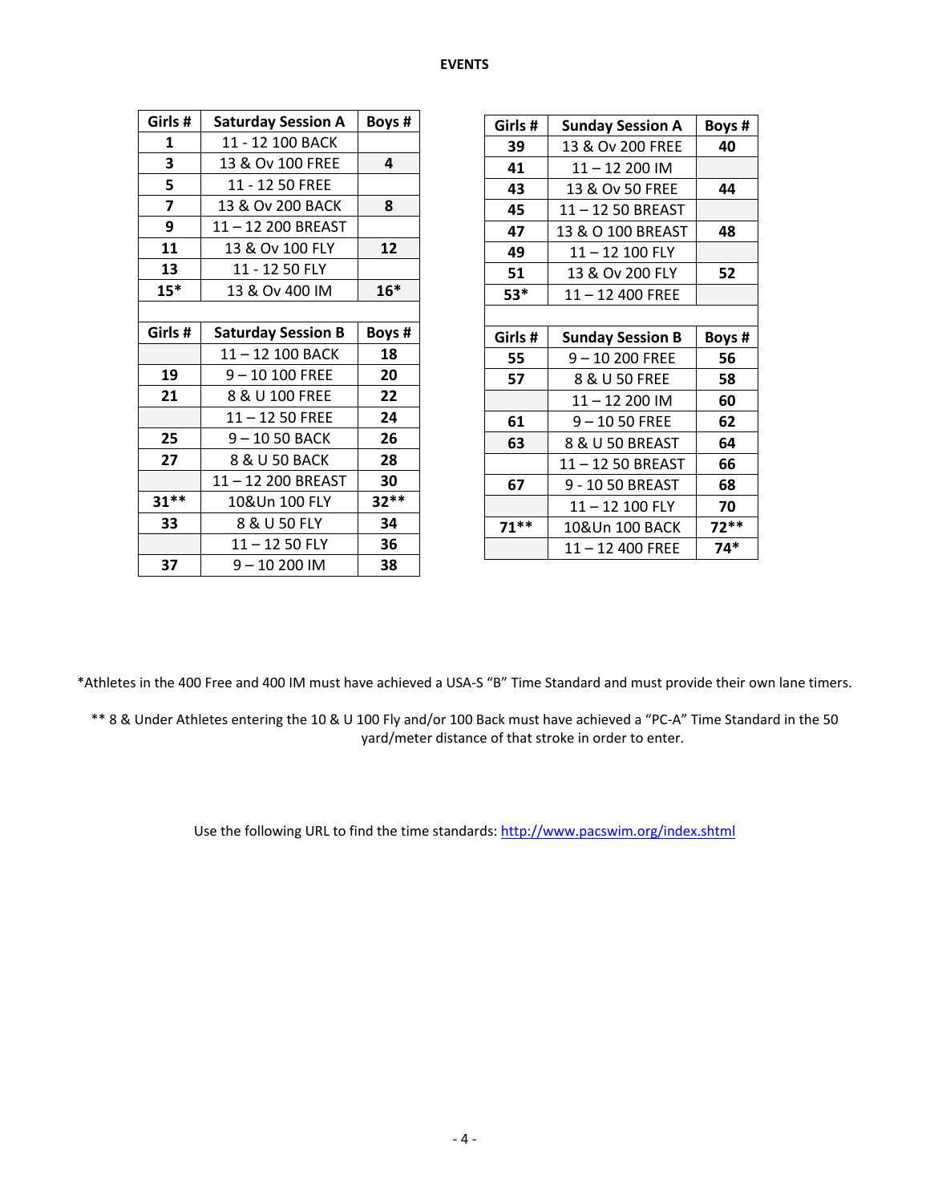**EVENTS**

| Girls # | Saturday Session A | Boys # |
|---|---|---|
| 1 | 11 - 12 100 BACK | |
| 3 | 13 & Ov 100 FREE | 4 |
| 5 | 11 - 12 50 FREE | |
| 7 | 13 & Ov 200 BACK | 8 |
| 9 | 11 – 12 200 BREAST | |
| 11 | 13 & Ov 100 FLY | 12 |
| 13 | 11 - 12 50 FLY | |
| 15* | 13 & Ov 400 IM | 16* |

| Girls # | Saturday Session B | Boys # |
|---|---|---|
| | 11 – 12 100 BACK | 18 |
| 19 | 9 – 10 100 FREE | 20 |
| 21 | 8 & U 100 FREE | 22 |
| | 11 – 12 50 FREE | 24 |
| 25 | 9 – 10 50 BACK | 26 |
| 27 | 8 & U 50 BACK | 28 |
| | 11 – 12 200 BREAST | 30 |
| 31** | 10&Un 100 FLY | 32** |
| 33 | 8 & U 50 FLY | 34 |
| | 11 – 12 50 FLY | 36 |
| 37 | 9 – 10 200 IM | 38 |

| Girls # | Sunday Session A | Boys # |
|---|---|---|
| 39 | 13 & Ov 200 FREE | 40 |
| 41 | 11 – 12 200 IM | |
| 43 | 13 & Ov 50 FREE | 44 |
| 45 | 11 – 12 50 BREAST | |
| 47 | 13 & O 100 BREAST | 48 |
| 49 | 11 – 12 100 FLY | |
| 51 | 13 & Ov 200 FLY | 52 |
| 53* | 11 – 12 400 FREE | |

| Girls # | Sunday Session B | Boys # |
|---|---|---|
| 55 | 9 – 10 200 FREE | 56 |
| 57 | 8 & U 50 FREE | 58 |
| | 11 – 12 200 IM | 60 |
| 61 | 9 – 10 50 FREE | 62 |
| 63 | 8 & U 50 BREAST | 64 |
| | 11 – 12 50 BREAST | 66 |
| 67 | 9 - 10 50 BREAST | 68 |
| | 11 – 12 100 FLY | 70 |
| 71** | 10&Un 100 BACK | 72** |
| | 11 – 12 400 FREE | 74* |

*Athletes in the 400 Free and 400 IM must have achieved a USA-S "B" Time Standard and must provide their own lane timers.

** 8 & Under Athletes entering the 10 & U 100 Fly and/or 100 Back must have achieved a "PC-A" Time Standard in the 50 yard/meter distance of that stroke in order to enter.

Use the following URL to find the time standards: http://www.pacswim.org/index.shtml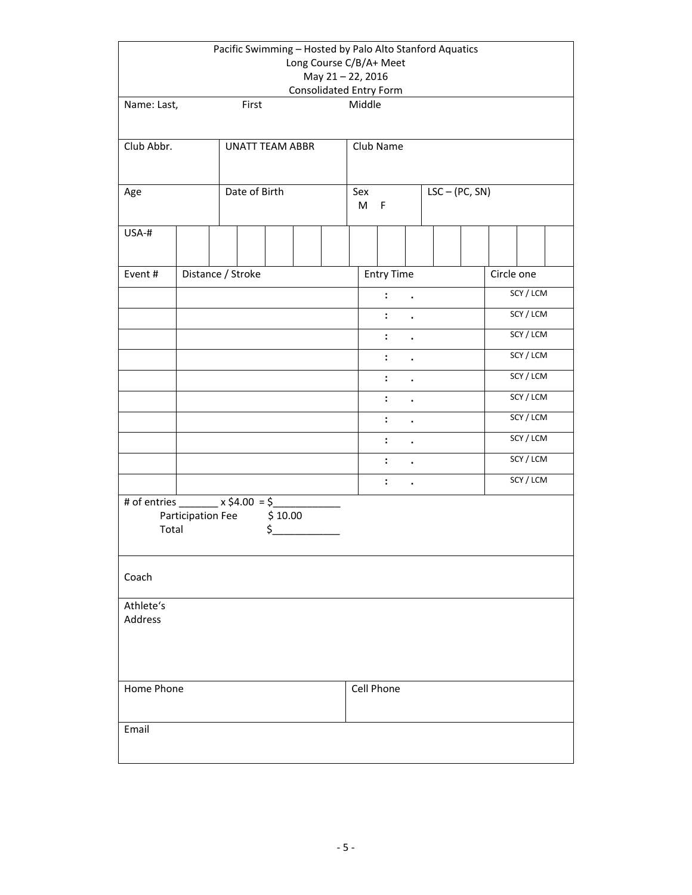Pacific Swimming – Hosted by Palo Alto Stanford Aquatics
Long Course C/B/A+ Meet
May 21 – 22, 2016
Consolidated Entry Form

| Name: Last, | First | Middle |
|---|---|---|
| | | |

| Club Abbr. | UNATT TEAM ABBR | Club Name |
|---|---|---|
| | | |

| Age | Date of Birth | Sex M F | LSC – (PC, SN) |
|---|---|---|---|
| | | | |

| USA-# | | | | | | | | | | | | | | |
|---|---|---|---|---|---|---|---|---|---|---|---|---|---|---|
| | | | | | | | | | | | | | | |

| Event # | Distance / Stroke | Entry Time | Circle one |
|---|---|---|---|
| | | : . | SCY / LCM |
| | | : . | SCY / LCM |
| | | : . | SCY / LCM |
| | | : . | SCY / LCM |
| | | : . | SCY / LCM |
| | | : . | SCY / LCM |
| | | : . | SCY / LCM |
| | | : . | SCY / LCM |
| | | : . | SCY / LCM |
| | | : . | SCY / LCM |

# of entries _______ x $4.00 = $____________
Participation Fee $ 10.00
Total $____________

Coach

Athlete's Address

| Home Phone | Cell Phone |
|---|---|
| | |

Email